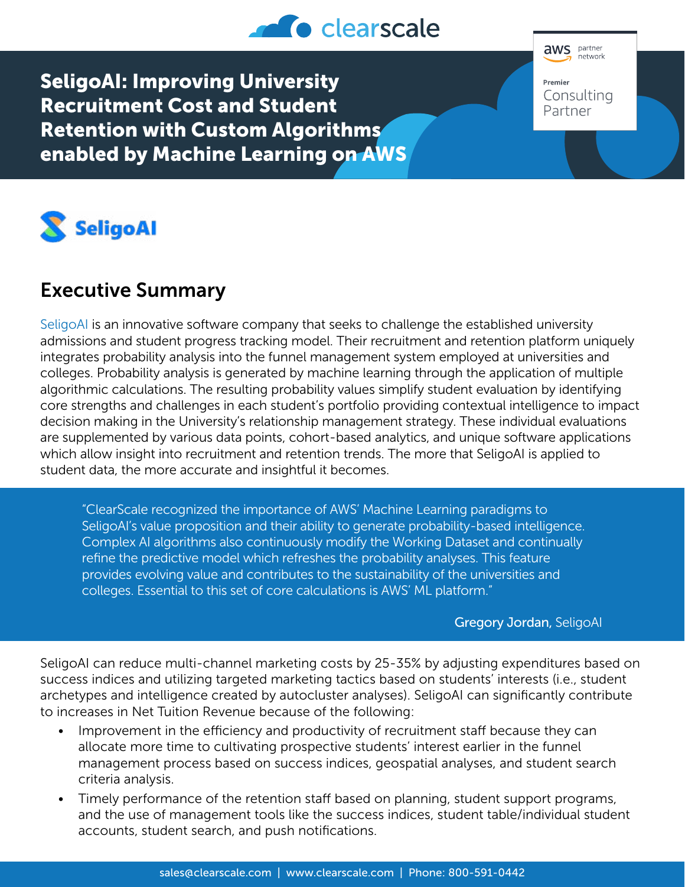# SeligoAI: Improving University Recruitment Cost and Student Retention with Custom Algorithms enabled by Machine Learning on AWS

## Executive Summary

SeligoAI is an innovative software company that seeks to challenge the established university admissions and student progress tracking model. Their recruitment and retention platform uniquely integrates probability analysis into the funnel management system employed at universities and colleges. Probability analysis is generated by machine learning through the application of multiple algorithmic calculations. The resulting probability values simplify student evaluation by identifying core strengths and challenges in each student's portfolio providing contextual intelligence to impact decision making in the University's relationship management strategy. These individual evaluations are supplemented by various data points, cohort-based analytics, and unique software applications which allow insight into recruitment and retention trends. The more that SeligoAI is applied to student data, the more accurate and insightful it becomes.

> "ClearScale recognized the importance of AWS' Machine Learning paradigms to SeligoAI's value proposition and their ability to generate probability-based intelligence. Complex AI algorithms also continuously modify the Working Dataset and continually refine the predictive model which refreshes the probability analyses. This feature provides evolving value and contributes to the sustainability of the universities and colleges. Essential to this set of core calculations is AWS' ML platform."
>
> **Gregory Jordan,** SeligoAI

SeligoAI can reduce multi-channel marketing costs by 25-35% by adjusting expenditures based on success indices and utilizing targeted marketing tactics based on students' interests (i.e., student archetypes and intelligence created by autocluster analyses). SeligoAI can significantly contribute to increases in Net Tuition Revenue because of the following:

- Improvement in the efficiency and productivity of recruitment staff because they can allocate more time to cultivating prospective students' interest earlier in the funnel management process based on success indices, geospatial analyses, and student search criteria analysis.
- Timely performance of the retention staff based on planning, student support programs, and the use of management tools like the success indices, student table/individual student accounts, student search, and push notifications.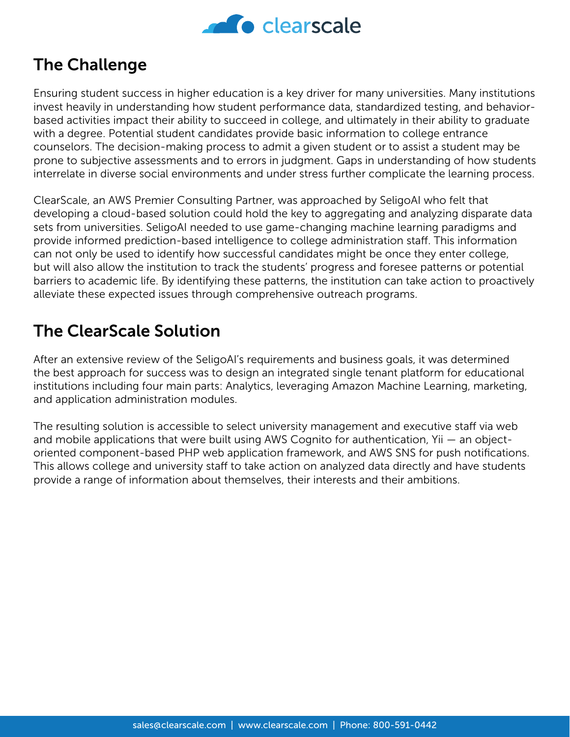## The Challenge

Ensuring student success in higher education is a key driver for many universities. Many institutions invest heavily in understanding how student performance data, standardized testing, and behavior-based activities impact their ability to succeed in college, and ultimately in their ability to graduate with a degree. Potential student candidates provide basic information to college entrance counselors. The decision-making process to admit a given student or to assist a student may be prone to subjective assessments and to errors in judgment. Gaps in understanding of how students interrelate in diverse social environments and under stress further complicate the learning process.

ClearScale, an AWS Premier Consulting Partner, was approached by SeligoAI who felt that developing a cloud-based solution could hold the key to aggregating and analyzing disparate data sets from universities. SeligoAI needed to use game-changing machine learning paradigms and provide informed prediction-based intelligence to college administration staff. This information can not only be used to identify how successful candidates might be once they enter college, but will also allow the institution to track the students' progress and foresee patterns or potential barriers to academic life. By identifying these patterns, the institution can take action to proactively alleviate these expected issues through comprehensive outreach programs.

## The ClearScale Solution

After an extensive review of the SeligoAI's requirements and business goals, it was determined the best approach for success was to design an integrated single tenant platform for educational institutions including four main parts: Analytics, leveraging Amazon Machine Learning, marketing, and application administration modules.

The resulting solution is accessible to select university management and executive staff via web and mobile applications that were built using AWS Cognito for authentication, Yii — an object-oriented component-based PHP web application framework, and AWS SNS for push notifications. This allows college and university staff to take action on analyzed data directly and have students provide a range of information about themselves, their interests and their ambitions.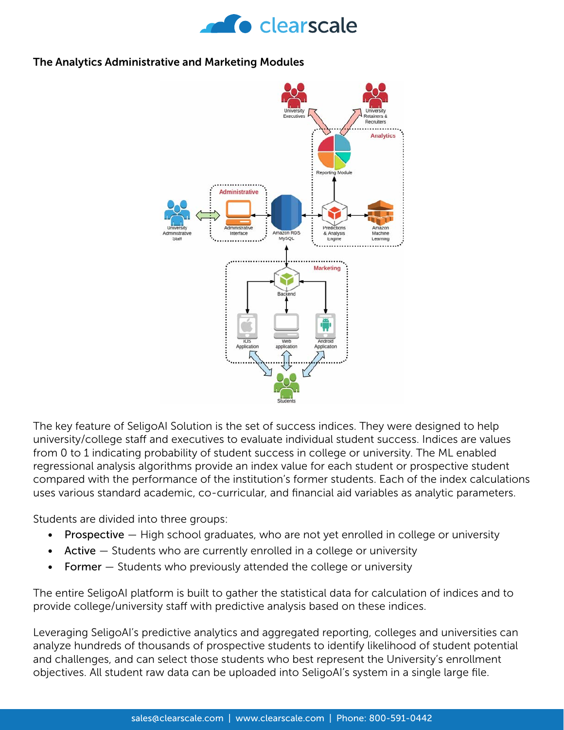### The Analytics Administrative and Marketing Modules

The key feature of SeligoAI Solution is the set of success indices. They were designed to help university/college staff and executives to evaluate individual student success. Indices are values from 0 to 1 indicating probability of student success in college or university. The ML enabled regressional analysis algorithms provide an index value for each student or prospective student compared with the performance of the institution's former students. Each of the index calculations uses various standard academic, co-curricular, and financial aid variables as analytic parameters.

Students are divided into three groups:

- Prospective — High school graduates, who are not yet enrolled in college or university
- Active — Students who are currently enrolled in a college or university
- Former — Students who previously attended the college or university

The entire SeligoAI platform is built to gather the statistical data for calculation of indices and to provide college/university staff with predictive analysis based on these indices.

Leveraging SeligoAI's predictive analytics and aggregated reporting, colleges and universities can analyze hundreds of thousands of prospective students to identify likelihood of student potential and challenges, and can select those students who best represent the University's enrollment objectives. All student raw data can be uploaded into SeligoAI's system in a single large file.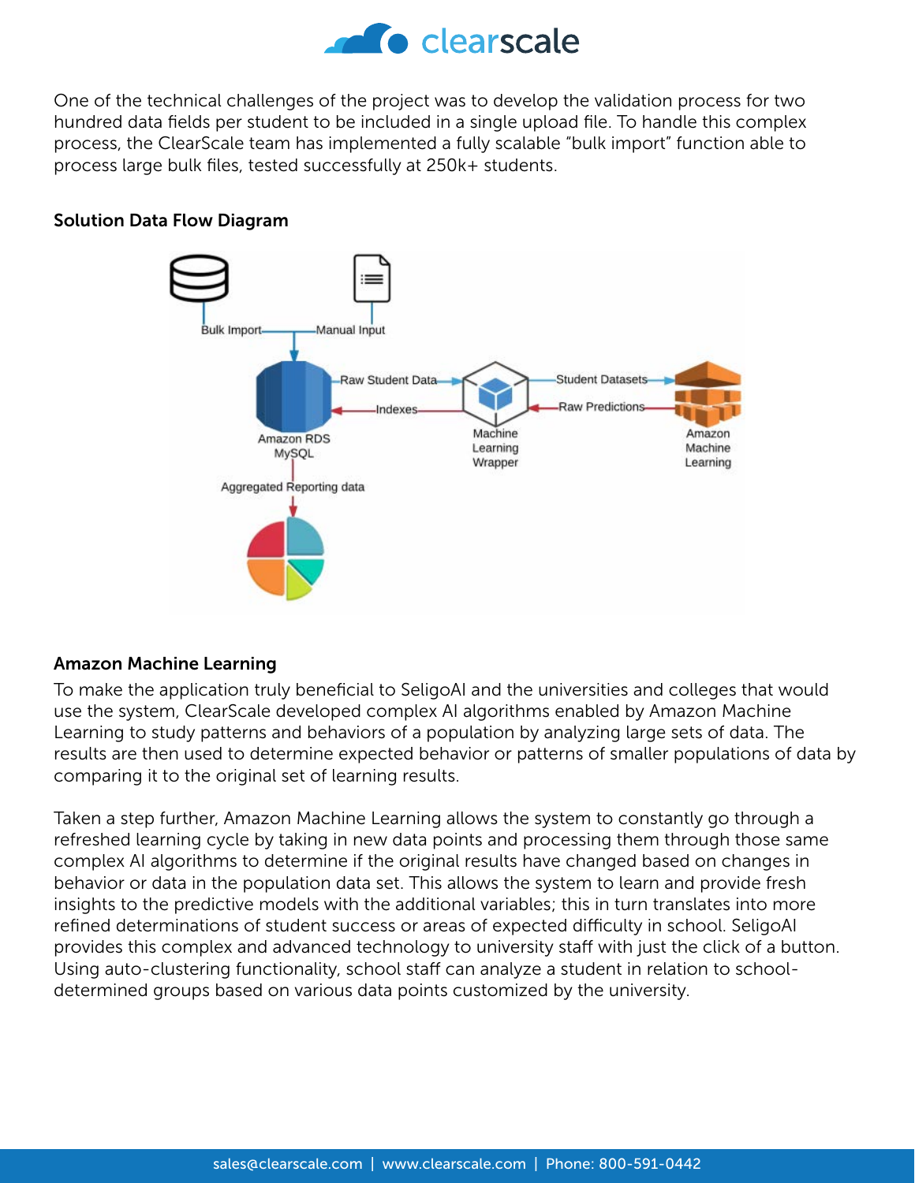One of the technical challenges of the project was to develop the validation process for two hundred data fields per student to be included in a single upload file. To handle this complex process, the ClearScale team has implemented a fully scalable "bulk import" function able to process large bulk files, tested successfully at 250k+ students.

**Solution Data Flow Diagram**

Bulk Import

Manual Input

Raw Student Data

Student Datasets

Indexes

Raw Predictions

Amazon RDS MySQL

Machine Learning Wrapper

Amazon Machine Learning

Aggregated Reporting data

**Amazon Machine Learning**

To make the application truly beneficial to SeligoAI and the universities and colleges that would use the system, ClearScale developed complex AI algorithms enabled by Amazon Machine Learning to study patterns and behaviors of a population by analyzing large sets of data. The results are then used to determine expected behavior or patterns of smaller populations of data by comparing it to the original set of learning results.

Taken a step further, Amazon Machine Learning allows the system to constantly go through a refreshed learning cycle by taking in new data points and processing them through those same complex AI algorithms to determine if the original results have changed based on changes in behavior or data in the population data set. This allows the system to learn and provide fresh insights to the predictive models with the additional variables; this in turn translates into more refined determinations of student success or areas of expected difficulty in school. SeligoAI provides this complex and advanced technology to university staff with just the click of a button. Using auto-clustering functionality, school staff can analyze a student in relation to school-determined groups based on various data points customized by the university.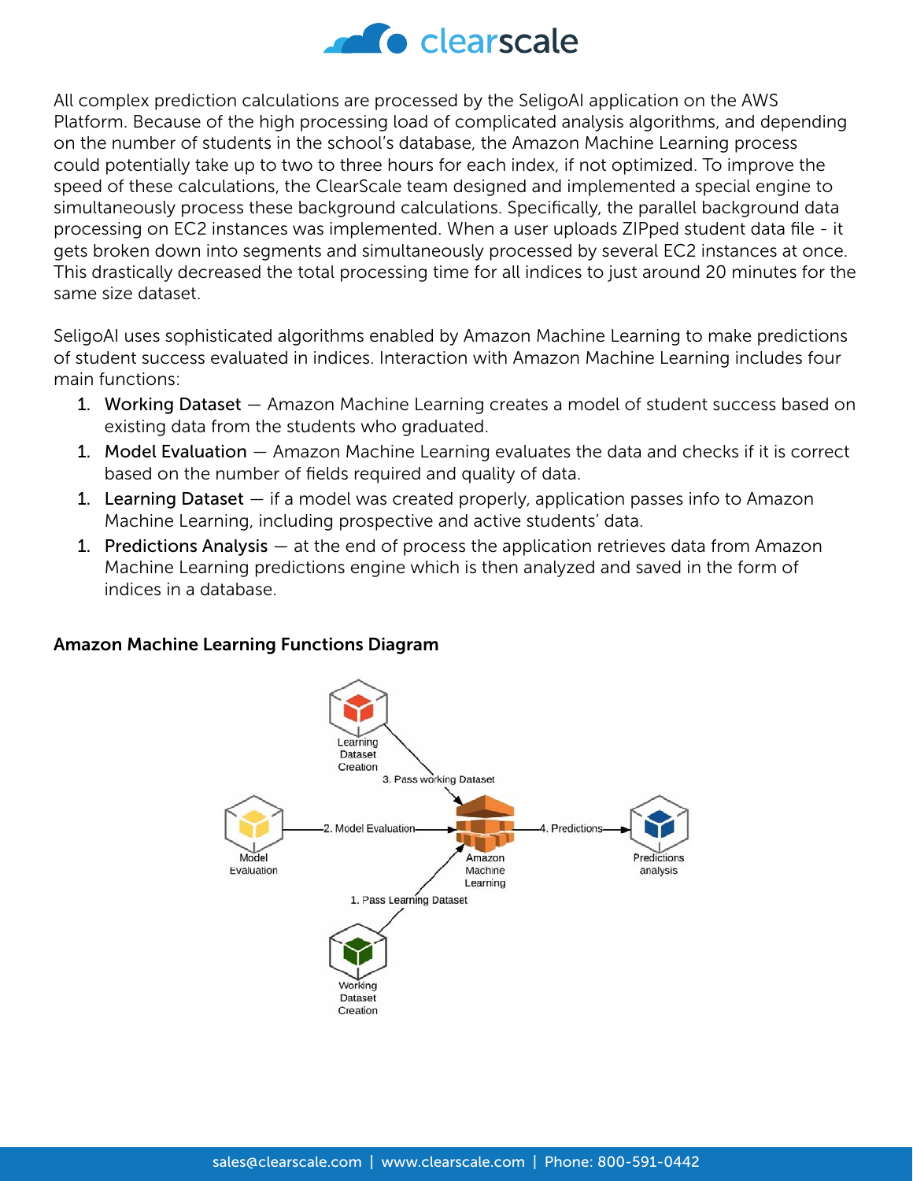All complex prediction calculations are processed by the SeligoAI application on the AWS Platform. Because of the high processing load of complicated analysis algorithms, and depending on the number of students in the school's database, the Amazon Machine Learning process could potentially take up to two to three hours for each index, if not optimized. To improve the speed of these calculations, the ClearScale team designed and implemented a special engine to simultaneously process these background calculations. Specifically, the parallel background data processing on EC2 instances was implemented. When a user uploads ZIPped student data file - it gets broken down into segments and simultaneously processed by several EC2 instances at once. This drastically decreased the total processing time for all indices to just around 20 minutes for the same size dataset.

SeligoAI uses sophisticated algorithms enabled by Amazon Machine Learning to make predictions of student success evaluated in indices. Interaction with Amazon Machine Learning includes four main functions:

1. Working Dataset — Amazon Machine Learning creates a model of student success based on existing data from the students who graduated.
1. Model Evaluation — Amazon Machine Learning evaluates the data and checks if it is correct based on the number of fields required and quality of data.
1. Learning Dataset — if a model was created properly, application passes info to Amazon Machine Learning, including prospective and active students' data.
1. Predictions Analysis — at the end of process the application retrieves data from Amazon Machine Learning predictions engine which is then analyzed and saved in the form of indices in a database.

**Amazon Machine Learning Functions Diagram**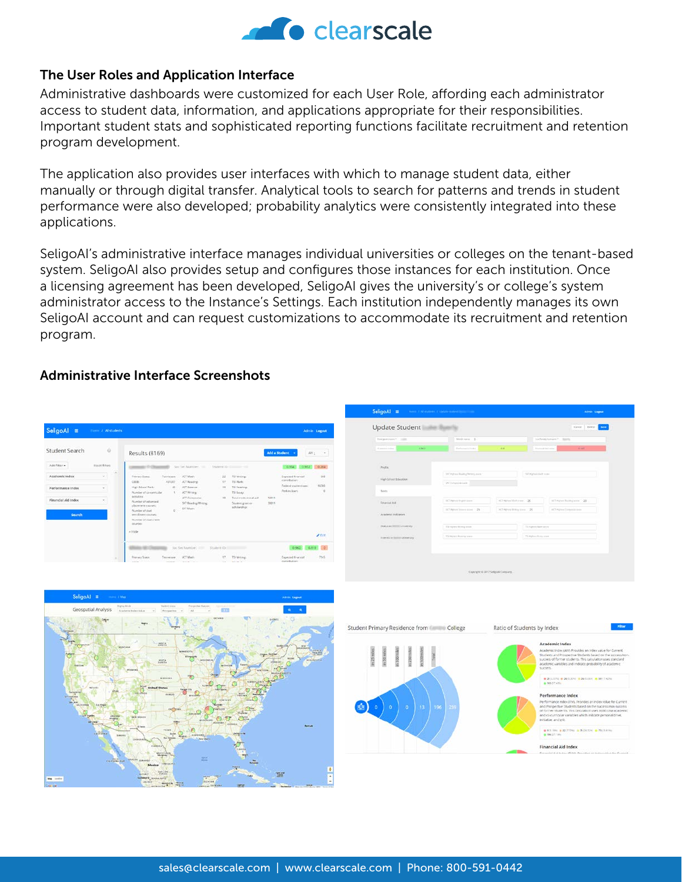## The User Roles and Application Interface

Administrative dashboards were customized for each User Role, affording each administrator access to student data, information, and applications appropriate for their responsibilities. Important student stats and sophisticated reporting functions facilitate recruitment and retention program development.

The application also provides user interfaces with which to manage student data, either manually or through digital transfer. Analytical tools to search for patterns and trends in student performance were also developed; probability analytics were consistently integrated into these applications.

SeligoAI's administrative interface manages individual universities or colleges on the tenant-based system. SeligoAI also provides setup and configures those instances for each institution. Once a licensing agreement has been developed, SeligoAI gives the university's or college's system administrator access to the Instance's Settings. Each institution independently manages its own SeligoAI account and can request customizations to accommodate its recruitment and retention program.

## Administrative Interface Screenshots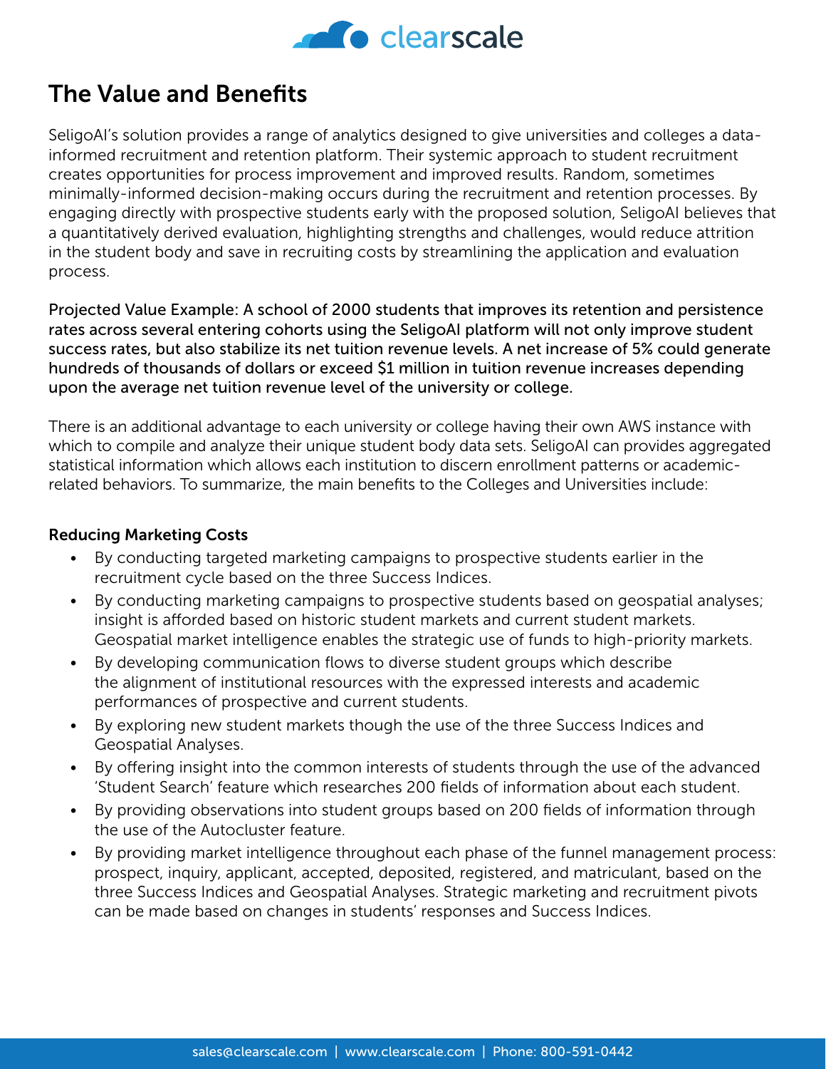## The Value and Benefits

SeligoAI's solution provides a range of analytics designed to give universities and colleges a data-informed recruitment and retention platform. Their systemic approach to student recruitment creates opportunities for process improvement and improved results. Random, sometimes minimally-informed decision-making occurs during the recruitment and retention processes. By engaging directly with prospective students early with the proposed solution, SeligoAI believes that a quantitatively derived evaluation, highlighting strengths and challenges, would reduce attrition in the student body and save in recruiting costs by streamlining the application and evaluation process.

Projected Value Example: A school of 2000 students that improves its retention and persistence rates across several entering cohorts using the SeligoAI platform will not only improve student success rates, but also stabilize its net tuition revenue levels. A net increase of 5% could generate hundreds of thousands of dollars or exceed $1 million in tuition revenue increases depending upon the average net tuition revenue level of the university or college.

There is an additional advantage to each university or college having their own AWS instance with which to compile and analyze their unique student body data sets. SeligoAI can provides aggregated statistical information which allows each institution to discern enrollment patterns or academic-related behaviors. To summarize, the main benefits to the Colleges and Universities include:

### Reducing Marketing Costs

- By conducting targeted marketing campaigns to prospective students earlier in the recruitment cycle based on the three Success Indices.
- By conducting marketing campaigns to prospective students based on geospatial analyses; insight is afforded based on historic student markets and current student markets. Geospatial market intelligence enables the strategic use of funds to high-priority markets.
- By developing communication flows to diverse student groups which describe the alignment of institutional resources with the expressed interests and academic performances of prospective and current students.
- By exploring new student markets though the use of the three Success Indices and Geospatial Analyses.
- By offering insight into the common interests of students through the use of the advanced 'Student Search' feature which researches 200 fields of information about each student.
- By providing observations into student groups based on 200 fields of information through the use of the Autocluster feature.
- By providing market intelligence throughout each phase of the funnel management process: prospect, inquiry, applicant, accepted, deposited, registered, and matriculant, based on the three Success Indices and Geospatial Analyses. Strategic marketing and recruitment pivots can be made based on changes in students' responses and Success Indices.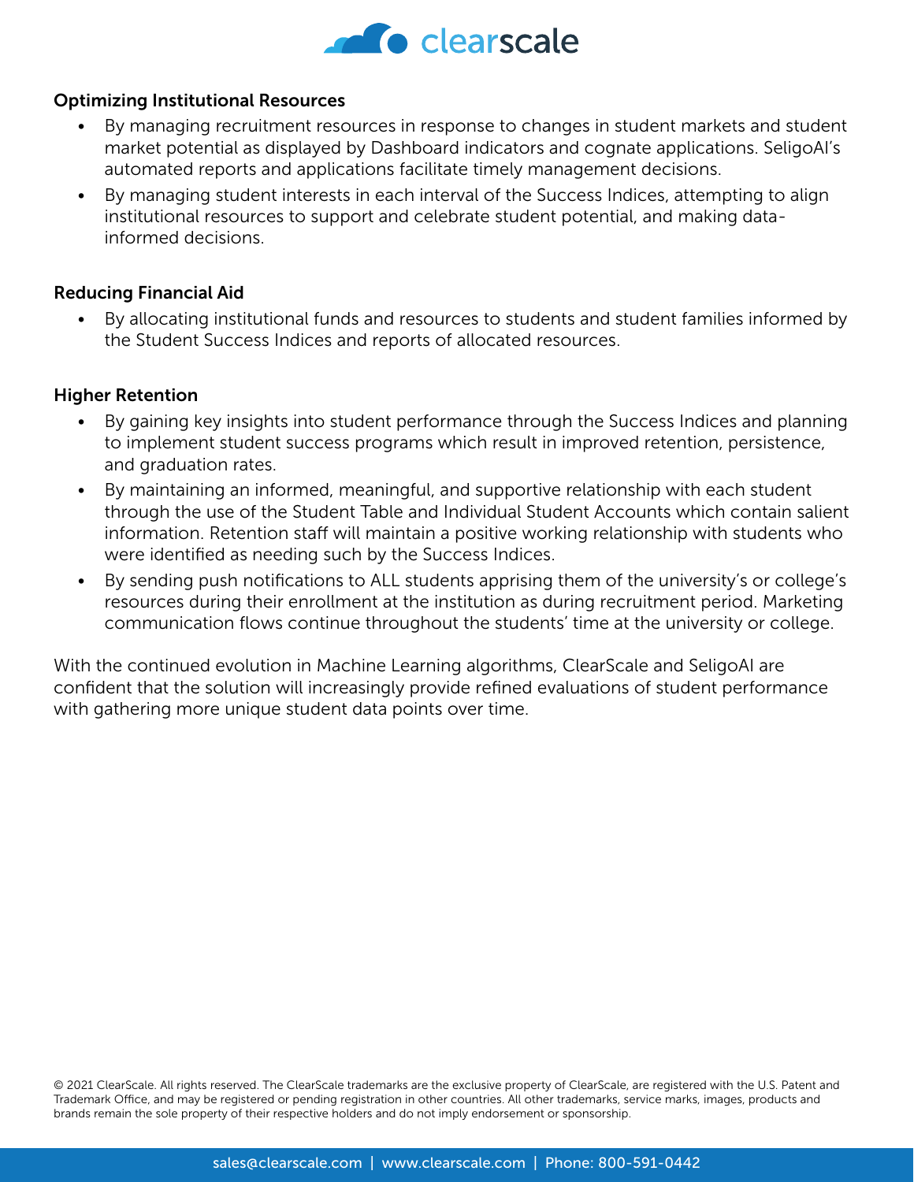### Optimizing Institutional Resources

- By managing recruitment resources in response to changes in student markets and student market potential as displayed by Dashboard indicators and cognate applications. SeligoAI's automated reports and applications facilitate timely management decisions.
- By managing student interests in each interval of the Success Indices, attempting to align institutional resources to support and celebrate student potential, and making data-informed decisions.

### Reducing Financial Aid

- By allocating institutional funds and resources to students and student families informed by the Student Success Indices and reports of allocated resources.

### Higher Retention

- By gaining key insights into student performance through the Success Indices and planning to implement student success programs which result in improved retention, persistence, and graduation rates.
- By maintaining an informed, meaningful, and supportive relationship with each student through the use of the Student Table and Individual Student Accounts which contain salient information. Retention staff will maintain a positive working relationship with students who were identified as needing such by the Success Indices.
- By sending push notifications to ALL students apprising them of the university's or college's resources during their enrollment at the institution as during recruitment period. Marketing communication flows continue throughout the students' time at the university or college.

With the continued evolution in Machine Learning algorithms, ClearScale and SeligoAI are confident that the solution will increasingly provide refined evaluations of student performance with gathering more unique student data points over time.

© 2021 ClearScale. All rights reserved. The ClearScale trademarks are the exclusive property of ClearScale, are registered with the U.S. Patent and Trademark Office, and may be registered or pending registration in other countries. All other trademarks, service marks, images, products and brands remain the sole property of their respective holders and do not imply endorsement or sponsorship.

sales@clearscale.com | www.clearscale.com | Phone: 800-591-0442